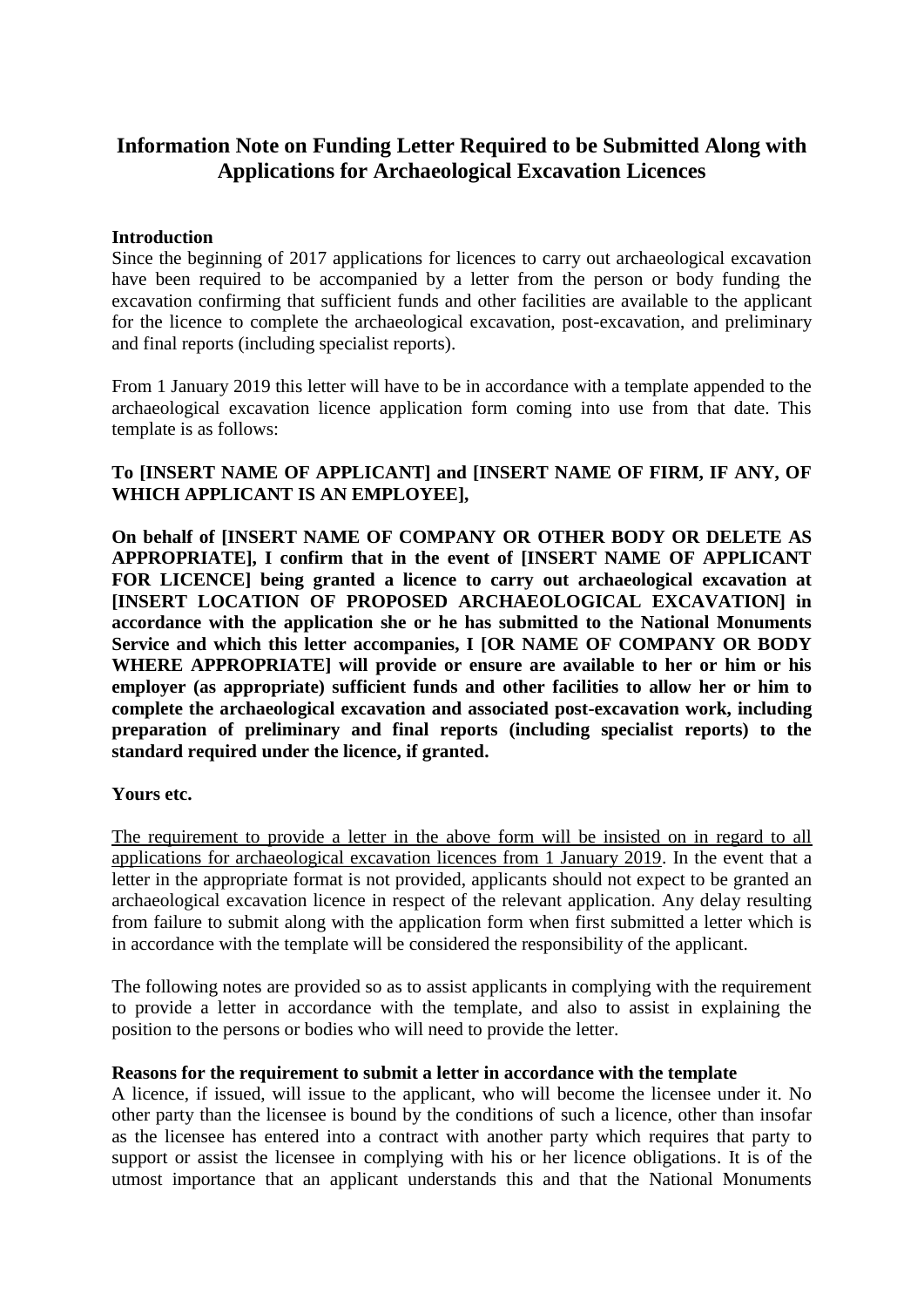# Information Note on Funding Letter Required to be Submitted Along with Applications for Archaeological Excavation Licences

**Introduction**

Since the beginning of 2017 applications for licences to carry out archaeological excavation have been required to be accompanied by a letter from the person or body funding the excavation confirming that sufficient funds and other facilities are available to the applicant for the licence to complete the archaeological excavation, post-excavation, and preliminary and final reports (including specialist reports).

From 1 January 2019 this letter will have to be in accordance with a template appended to the archaeological excavation licence application form coming into use from that date. This template is as follows:

**To [INSERT NAME OF APPLICANT] and [INSERT NAME OF FIRM, IF ANY, OF WHICH APPLICANT IS AN EMPLOYEE],**

**On behalf of [INSERT NAME OF COMPANY OR OTHER BODY OR DELETE AS APPROPRIATE], I confirm that in the event of [INSERT NAME OF APPLICANT FOR LICENCE] being granted a licence to carry out archaeological excavation at [INSERT LOCATION OF PROPOSED ARCHAEOLOGICAL EXCAVATION] in accordance with the application she or he has submitted to the National Monuments Service and which this letter accompanies, I [OR NAME OF COMPANY OR BODY WHERE APPROPRIATE] will provide or ensure are available to her or him or his employer (as appropriate) sufficient funds and other facilities to allow her or him to complete the archaeological excavation and associated post-excavation work, including preparation of preliminary and final reports (including specialist reports) to the standard required under the licence, if granted.**

**Yours etc.**

The requirement to provide a letter in the above form will be insisted on in regard to all applications for archaeological excavation licences from 1 January 2019. In the event that a letter in the appropriate format is not provided, applicants should not expect to be granted an archaeological excavation licence in respect of the relevant application. Any delay resulting from failure to submit along with the application form when first submitted a letter which is in accordance with the template will be considered the responsibility of the applicant.

The following notes are provided so as to assist applicants in complying with the requirement to provide a letter in accordance with the template, and also to assist in explaining the position to the persons or bodies who will need to provide the letter.

**Reasons for the requirement to submit a letter in accordance with the template**

A licence, if issued, will issue to the applicant, who will become the licensee under it. No other party than the licensee is bound by the conditions of such a licence, other than insofar as the licensee has entered into a contract with another party which requires that party to support or assist the licensee in complying with his or her licence obligations. It is of the utmost importance that an applicant understands this and that the National Monuments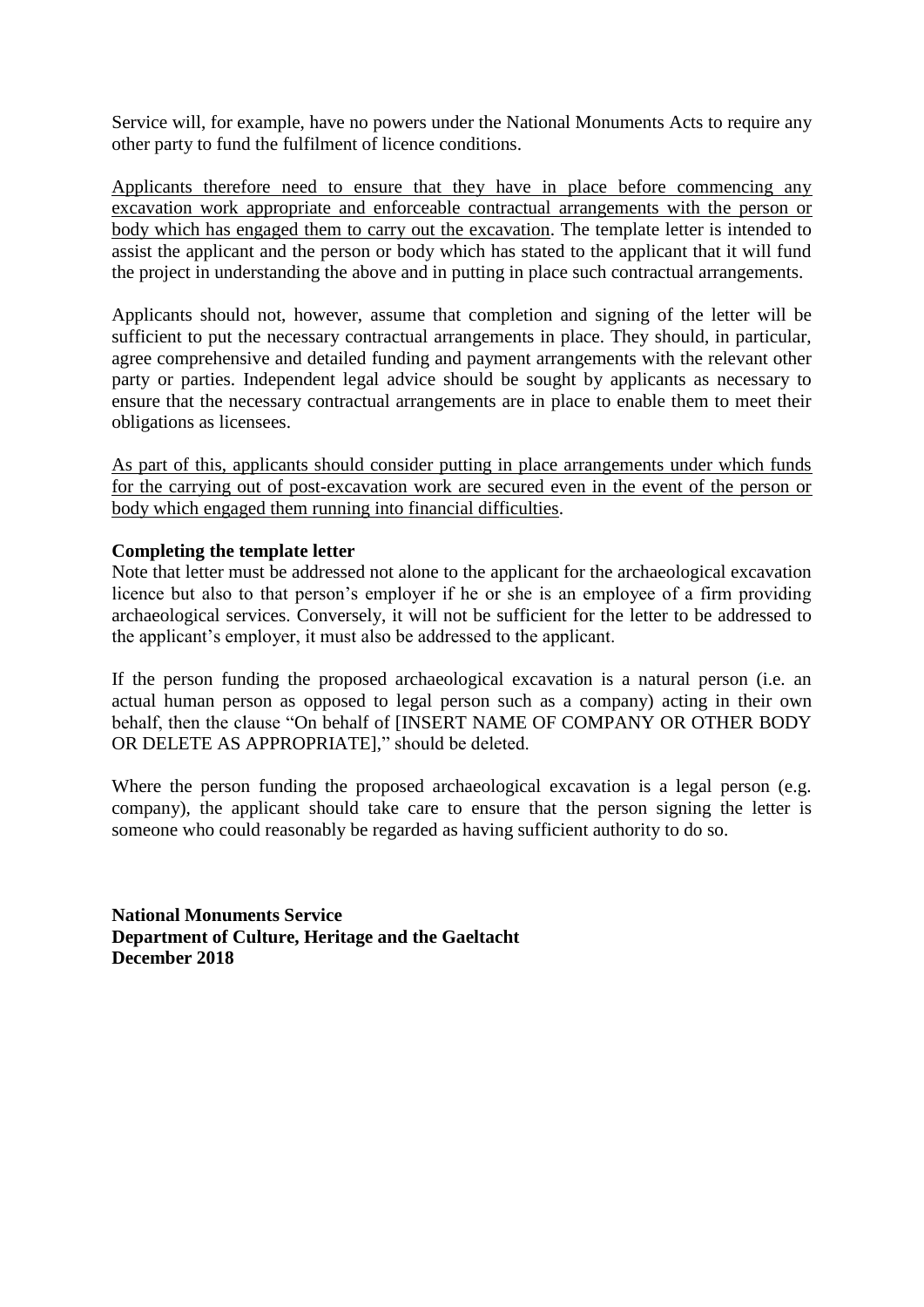Service will, for example, have no powers under the National Monuments Acts to require any other party to fund the fulfilment of licence conditions.

<u>Applicants therefore need to ensure that they have in place before commencing any excavation work appropriate and enforceable contractual arrangements with the person or body which has engaged them to carry out the excavation</u>. The template letter is intended to assist the applicant and the person or body which has stated to the applicant that it will fund the project in understanding the above and in putting in place such contractual arrangements.

Applicants should not, however, assume that completion and signing of the letter will be sufficient to put the necessary contractual arrangements in place. They should, in particular, agree comprehensive and detailed funding and payment arrangements with the relevant other party or parties. Independent legal advice should be sought by applicants as necessary to ensure that the necessary contractual arrangements are in place to enable them to meet their obligations as licensees.

<u>As part of this, applicants should consider putting in place arrangements under which funds for the carrying out of post-excavation work are secured even in the event of the person or body which engaged them running into financial difficulties</u>.

**Completing the template letter**

Note that letter must be addressed not alone to the applicant for the archaeological excavation licence but also to that person's employer if he or she is an employee of a firm providing archaeological services. Conversely, it will not be sufficient for the letter to be addressed to the applicant's employer, it must also be addressed to the applicant.

If the person funding the proposed archaeological excavation is a natural person (i.e. an actual human person as opposed to legal person such as a company) acting in their own behalf, then the clause "On behalf of [INSERT NAME OF COMPANY OR OTHER BODY OR DELETE AS APPROPRIATE]," should be deleted.

Where the person funding the proposed archaeological excavation is a legal person (e.g. company), the applicant should take care to ensure that the person signing the letter is someone who could reasonably be regarded as having sufficient authority to do so.

**National Monuments Service**
**Department of Culture, Heritage and the Gaeltacht**
**December 2018**